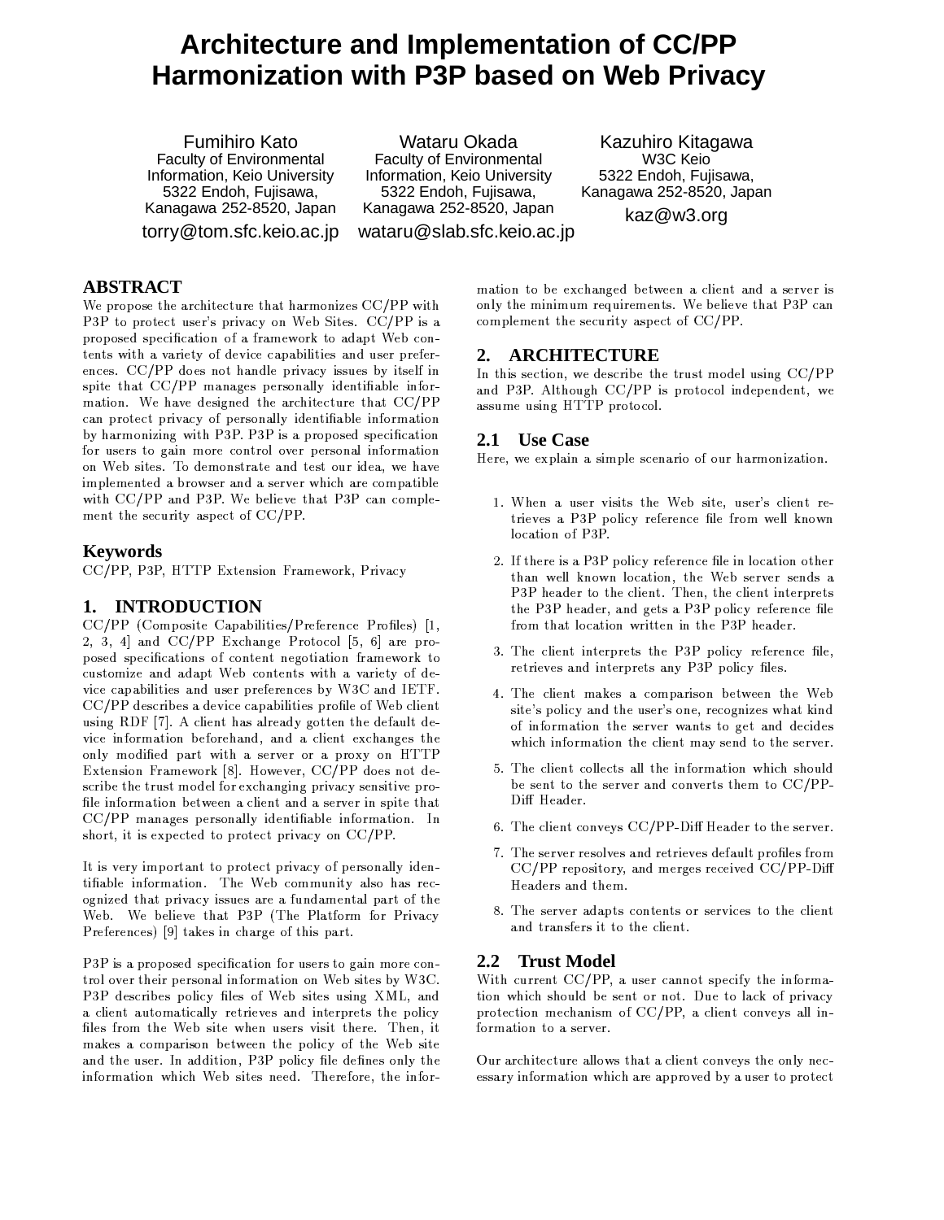# Architecture and Implementation of CC/PP Harmonization with P3P based on Web Privacy

Fumihiro Kato
Faculty of Environmental Information, Keio University
5322 Endoh, Fujisawa, Kanagawa 252-8520, Japan
torry@tom.sfc.keio.ac.jp

Wataru Okada
Faculty of Environmental Information, Keio University
5322 Endoh, Fujisawa, Kanagawa 252-8520, Japan
wataru@slab.sfc.keio.ac.jp

Kazuhiro Kitagawa
W3C Keio
5322 Endoh, Fujisawa, Kanagawa 252-8520, Japan
kaz@w3.org

## ABSTRACT

We propose the architecture that harmonizes CC/PP with P3P to protect user's privacy on Web Sites. CC/PP is a proposed specification of a framework to adapt Web contents with a variety of device capabilities and user preferences. CC/PP does not handle privacy issues by itself in spite that CC/PP manages personally identifiable information. We have designed the architecture that CC/PP can protect privacy of personally identifiable information by harmonizing with P3P. P3P is a proposed specification for users to gain more control over personal information on Web sites. To demonstrate and test our idea, we have implemented a browser and a server which are compatible with CC/PP and P3P. We believe that P3P can complement the security aspect of CC/PP.

## Keywords

CC/PP, P3P, HTTP Extension Framework, Privacy

## 1. INTRODUCTION

CC/PP (Composite Capabilities/Preference Profiles) [1, 2, 3, 4] and CC/PP Exchange Protocol [5, 6] are proposed specifications of content negotiation framework to customize and adapt Web contents with a variety of device capabilities and user preferences by W3C and IETF. CC/PP describes a device capabilities profile of Web client using RDF [7]. A client has already gotten the default device information beforehand, and a client exchanges the only modified part with a server or a proxy on HTTP Extension Framework [8]. However, CC/PP does not describe the trust model for exchanging privacy sensitive profile information between a client and a server in spite that CC/PP manages personally identifiable information. In short, it is expected to protect privacy on CC/PP.

It is very important to protect privacy of personally identifiable information. The Web community also has recognized that privacy issues are a fundamental part of the Web. We believe that P3P (The Platform for Privacy Preferences) [9] takes in charge of this part.

P3P is a proposed specification for users to gain more control over their personal information on Web sites by W3C. P3P describes policy files of Web sites using XML, and a client automatically retrieves and interprets the policy files from the Web site when users visit there. Then, it makes a comparison between the policy of the Web site and the user. In addition, P3P policy file defines only the information which Web sites need. Therefore, the information to be exchanged between a client and a server is only the minimum requirements. We believe that P3P can complement the security aspect of CC/PP.

## 2. ARCHITECTURE

In this section, we describe the trust model using CC/PP and P3P. Although CC/PP is protocol independent, we assume using HTTP protocol.

### 2.1 Use Case

Here, we explain a simple scenario of our harmonization.

1. When a user visits the Web site, user's client retrieves a P3P policy reference file from well known location of P3P.
2. If there is a P3P policy reference file in location other than well known location, the Web server sends a P3P header to the client. Then, the client interprets the P3P header, and gets a P3P policy reference file from that location written in the P3P header.
3. The client interprets the P3P policy reference file, retrieves and interprets any P3P policy files.
4. The client makes a comparison between the Web site's policy and the user's one, recognizes what kind of information the server wants to get and decides which information the client may send to the server.
5. The client collects all the information which should be sent to the server and converts them to CC/PP-Diff Header.
6. The client conveys CC/PP-Diff Header to the server.
7. The server resolves and retrieves default profiles from CC/PP repository, and merges received CC/PP-Diff Headers and them.
8. The server adapts contents or services to the client and transfers it to the client.

### 2.2 Trust Model

With current CC/PP, a user cannot specify the information which should be sent or not. Due to lack of privacy protection mechanism of CC/PP, a client conveys all information to a server.

Our architecture allows that a client conveys the only necessary information which are approved by a user to protect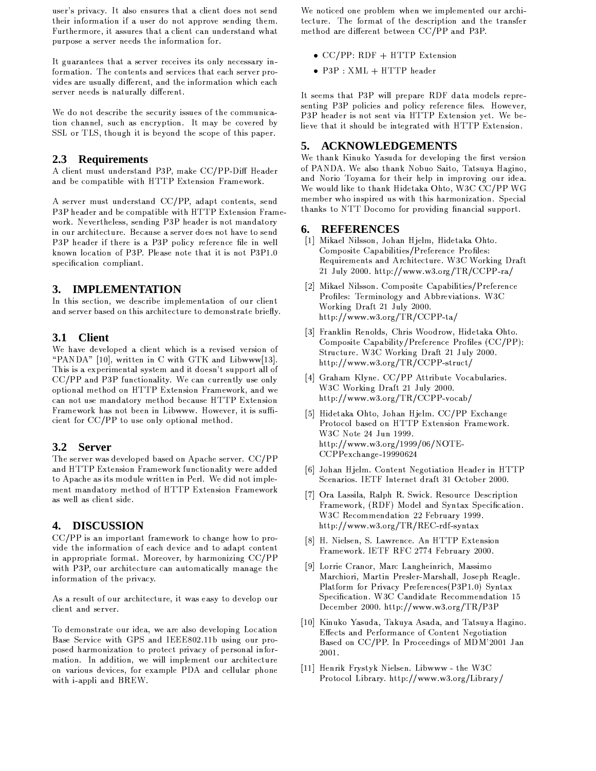user's privacy. It also ensures that a client does not send their information if a user do not approve sending them. Furthermore, it assures that a client can understand what purpose a server needs the information for.

It guarantees that a server receives its only necessary information. The contents and services that each server provides are usually different, and the information which each server needs is naturally different.

We do not describe the security issues of the communication channel, such as encryption. It may be covered by SSL or TLS, though it is beyond the scope of this paper.

### 2.3 Requirements

A client must understand P3P, make CC/PP-Diff Header and be compatible with HTTP Extension Framework.

A server must understand CC/PP, adapt contents, send P3P header and be compatible with HTTP Extension Framework. Nevertheless, sending P3P header is not mandatory in our architecture. Because a server does not have to send P3P header if there is a P3P policy reference file in well known location of P3P. Please note that it is not P3P1.0 specification compliant.

## 3. IMPLEMENTATION

In this section, we describe implementation of our client and server based on this architecture to demonstrate briefly.

### 3.1 Client

We have developed a client which is a revised version of "PANDA" [10], written in C with GTK and Libwww[13]. This is a experimental system and it doesn't support all of CC/PP and P3P functionality. We can currently use only optional method on HTTP Extension Framework, and we can not use mandatory method because HTTP Extension Framework has not been in Libwww. However, it is sufficient for CC/PP to use only optional method.

### 3.2 Server

The server was developed based on Apache server. CC/PP and HTTP Extension Framework functionality were added to Apache as its module written in Perl. We did not implement mandatory method of HTTP Extension Framework as well as client side.

## 4. DISCUSSION

CC/PP is an important framework to change how to provide the information of each device and to adapt content in appropriate format. Moreover, by harmonizing CC/PP with P3P, our architecture can automatically manage the information of the privacy.

As a result of our architecture, it was easy to develop our client and server.

To demonstrate our idea, we are also developing Location Base Service with GPS and IEEE802.11b using our proposed harmonization to protect privacy of personal information. In addition, we will implement our architecture on various devices, for example PDA and cellular phone with i-appli and BREW.

We noticed one problem when we implemented our architecture. The format of the description and the transfer method are different between CC/PP and P3P.

- CC/PP: RDF + HTTP Extension
- P3P : XML + HTTP header

It seems that P3P will prepare RDF data models representing P3P policies and policy reference files. However, P3P header is not sent via HTTP Extension yet. We believe that it should be integrated with HTTP Extension.

## 5. ACKNOWLEDGEMENTS

We thank Kinuko Yasuda for developing the first version of PANDA. We also thank Nobuo Saito, Tatsuya Hagino, and Norio Toyama for their help in improving our idea. We would like to thank Hidetaka Ohto, W3C CC/PP WG member who inspired us with this harmonization. Special thanks to NTT Docomo for providing financial support.

## 6. REFERENCES

[1] Mikael Nilsson, Johan Hjelm, Hidetaka Ohto. Composite Capabilities/Preference Profiles: Requirements and Architecture. W3C Working Draft 21 July 2000. http://www.w3.org/TR/CCPP-ra/

[2] Mikael Nilsson. Composite Capabilities/Preference Profiles: Terminology and Abbreviations. W3C Working Draft 21 July 2000. http://www.w3.org/TR/CCPP-ta/

[3] Franklin Renolds, Chris Woodrow, Hidetaka Ohto. Composite Capability/Preference Profiles (CC/PP): Structure. W3C Working Draft 21 July 2000. http://www.w3.org/TR/CCPP-struct/

[4] Graham Klyne. CC/PP Attribute Vocabularies. W3C Working Draft 21 July 2000. http://www.w3.org/TR/CCPP-vocab/

[5] Hidetaka Ohto, Johan Hjelm. CC/PP Exchange Protocol based on HTTP Extension Framework. W3C Note 24 Jun 1999. http://www.w3.org/1999/06/NOTE-CCPPexchange-19990624

[6] Johan Hjelm. Content Negotiation Header in HTTP Scenarios. IETF Internet draft 31 October 2000.

[7] Ora Lassila, Ralph R. Swick. Resource Description Framework, (RDF) Model and Syntax Specification. W3C Recommendation 22 February 1999. http://www.w3.org/TR/REC-rdf-syntax

[8] H. Nielsen, S. Lawrence. An HTTP Extension Framework. IETF RFC 2774 February 2000.

[9] Lorrie Cranor, Marc Langheinrich, Massimo Marchiori, Martin Presler-Marshall, Joseph Reagle. Platform for Privacy Preferences(P3P1.0) Syntax Specification. W3C Candidate Recommendation 15 December 2000. http://www.w3.org/TR/P3P

[10] Kinuko Yasuda, Takuya Asada, and Tatsuya Hagino. Effects and Performance of Content Negotiation Based on CC/PP. In Proceedings of MDM'2001 Jan 2001.

[11] Henrik Frystyk Nielsen. Libwww - the W3C Protocol Library. http://www.w3.org/Library/